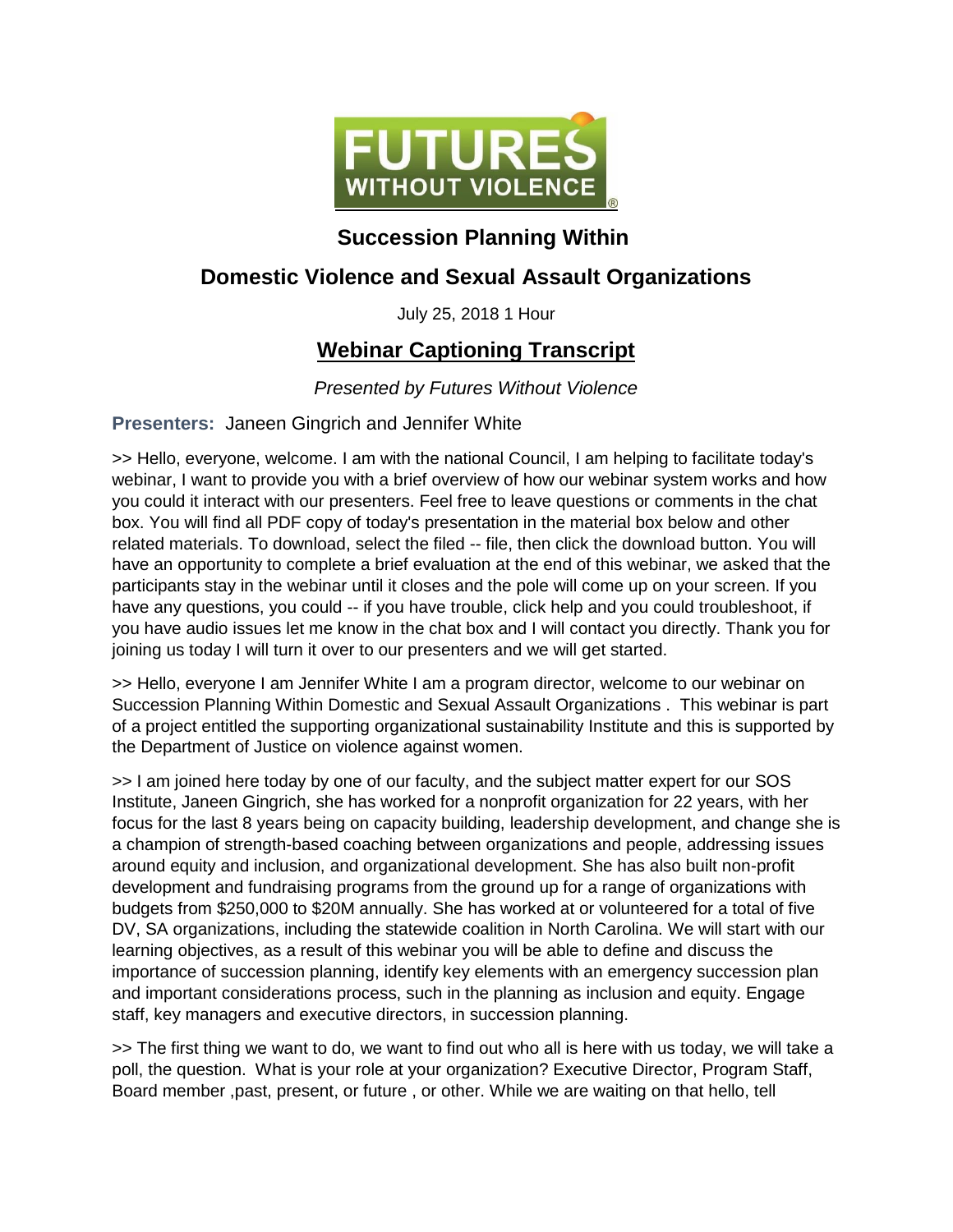# Succession Planning Within

# Domestic Violence and Sexual Assault Organizations

July 25, 2018 1 Hour

## Webinar Captioning Transcript

*Presented by Futures Without Violence*

**Presenters:** Janeen Gingrich and Jennifer White

>> Hello, everyone, welcome. I am with the national Council, I am helping to facilitate today's webinar, I want to provide you with a brief overview of how our webinar system works and how you could it interact with our presenters. Feel free to leave questions or comments in the chat box. You will find all PDF copy of today's presentation in the material box below and other related materials. To download, select the filed -- file, then click the download button. You will have an opportunity to complete a brief evaluation at the end of this webinar, we asked that the participants stay in the webinar until it closes and the pole will come up on your screen. If you have any questions, you could -- if you have trouble, click help and you could troubleshoot, if you have audio issues let me know in the chat box and I will contact you directly. Thank you for joining us today I will turn it over to our presenters and we will get started.

>> Hello, everyone I am Jennifer White I am a program director, welcome to our webinar on Succession Planning Within Domestic and Sexual Assault Organizations . This webinar is part of a project entitled the supporting organizational sustainability Institute and this is supported by the Department of Justice on violence against women.

>> I am joined here today by one of our faculty, and the subject matter expert for our SOS Institute, Janeen Gingrich, she has worked for a nonprofit organization for 22 years, with her focus for the last 8 years being on capacity building, leadership development, and change she is a champion of strength-based coaching between organizations and people, addressing issues around equity and inclusion, and organizational development. She has also built non-profit development and fundraising programs from the ground up for a range of organizations with budgets from $250,000 to $20M annually. She has worked at or volunteered for a total of five DV, SA organizations, including the statewide coalition in North Carolina. We will start with our learning objectives, as a result of this webinar you will be able to define and discuss the importance of succession planning, identify key elements with an emergency succession plan and important considerations process, such in the planning as inclusion and equity. Engage staff, key managers and executive directors, in succession planning.

>> The first thing we want to do, we want to find out who all is here with us today, we will take a poll, the question. What is your role at your organization? Executive Director, Program Staff, Board member ,past, present, or future , or other. While we are waiting on that hello, tell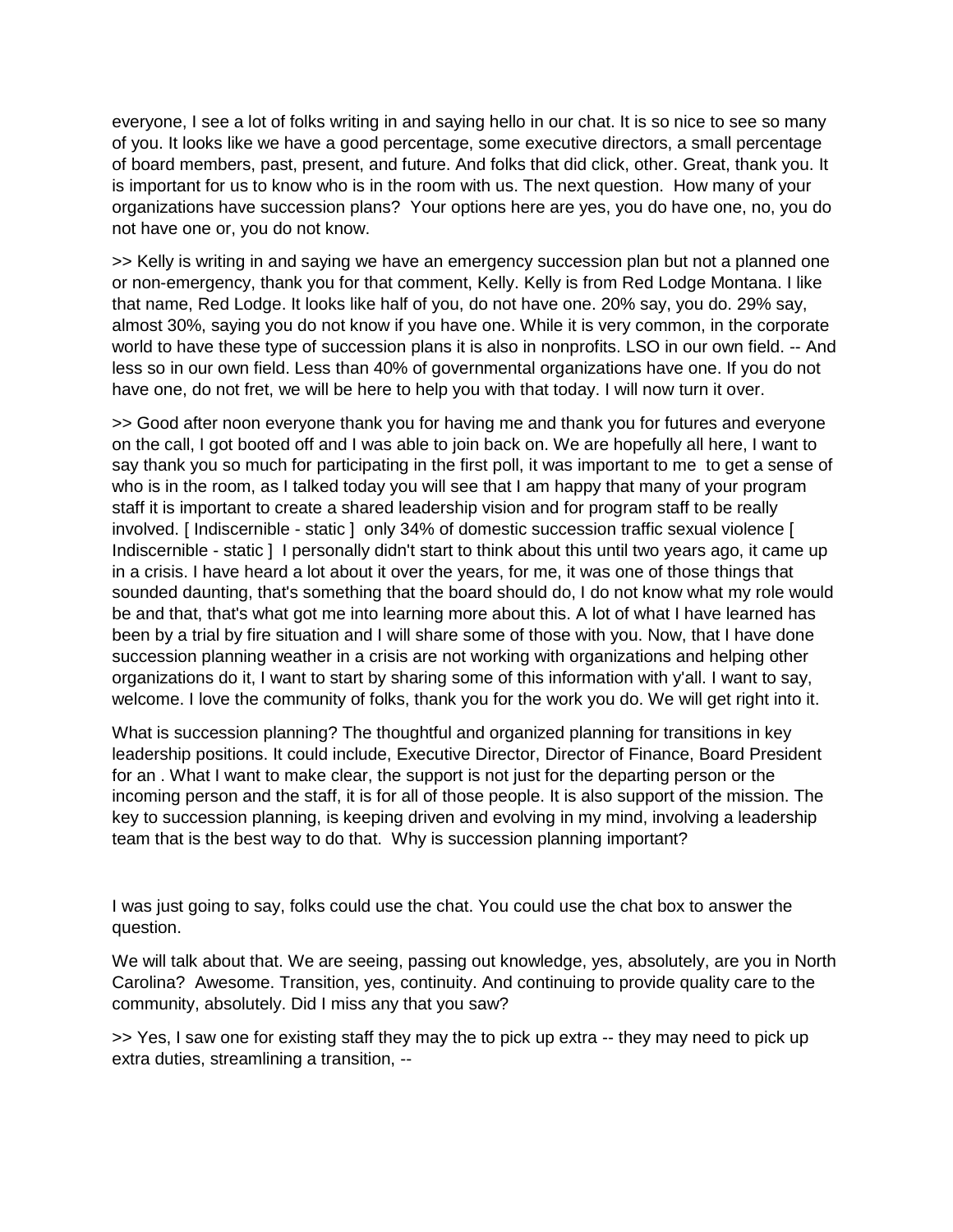everyone, I see a lot of folks writing in and saying hello in our chat. It is so nice to see so many of you. It looks like we have a good percentage, some executive directors, a small percentage of board members, past, present, and future. And folks that did click, other. Great, thank you. It is important for us to know who is in the room with us. The next question. How many of your organizations have succession plans? Your options here are yes, you do have one, no, you do not have one or, you do not know.

>> Kelly is writing in and saying we have an emergency succession plan but not a planned one or non-emergency, thank you for that comment, Kelly. Kelly is from Red Lodge Montana. I like that name, Red Lodge. It looks like half of you, do not have one. 20% say, you do. 29% say, almost 30%, saying you do not know if you have one. While it is very common, in the corporate world to have these type of succession plans it is also in nonprofits. LSO in our own field. -- And less so in our own field. Less than 40% of governmental organizations have one. If you do not have one, do not fret, we will be here to help you with that today. I will now turn it over.

>> Good after noon everyone thank you for having me and thank you for futures and everyone on the call, I got booted off and I was able to join back on. We are hopefully all here, I want to say thank you so much for participating in the first poll, it was important to me to get a sense of who is in the room, as I talked today you will see that I am happy that many of your program staff it is important to create a shared leadership vision and for program staff to be really involved. [ Indiscernible - static ] only 34% of domestic succession traffic sexual violence [ Indiscernible - static ] I personally didn't start to think about this until two years ago, it came up in a crisis. I have heard a lot about it over the years, for me, it was one of those things that sounded daunting, that's something that the board should do, I do not know what my role would be and that, that's what got me into learning more about this. A lot of what I have learned has been by a trial by fire situation and I will share some of those with you. Now, that I have done succession planning weather in a crisis are not working with organizations and helping other organizations do it, I want to start by sharing some of this information with y'all. I want to say, welcome. I love the community of folks, thank you for the work you do. We will get right into it.

What is succession planning? The thoughtful and organized planning for transitions in key leadership positions. It could include, Executive Director, Director of Finance, Board President for an . What I want to make clear, the support is not just for the departing person or the incoming person and the staff, it is for all of those people. It is also support of the mission. The key to succession planning, is keeping driven and evolving in my mind, involving a leadership team that is the best way to do that. Why is succession planning important?

I was just going to say, folks could use the chat. You could use the chat box to answer the question.

We will talk about that. We are seeing, passing out knowledge, yes, absolutely, are you in North Carolina? Awesome. Transition, yes, continuity. And continuing to provide quality care to the community, absolutely. Did I miss any that you saw?

>> Yes, I saw one for existing staff they may the to pick up extra -- they may need to pick up extra duties, streamlining a transition, --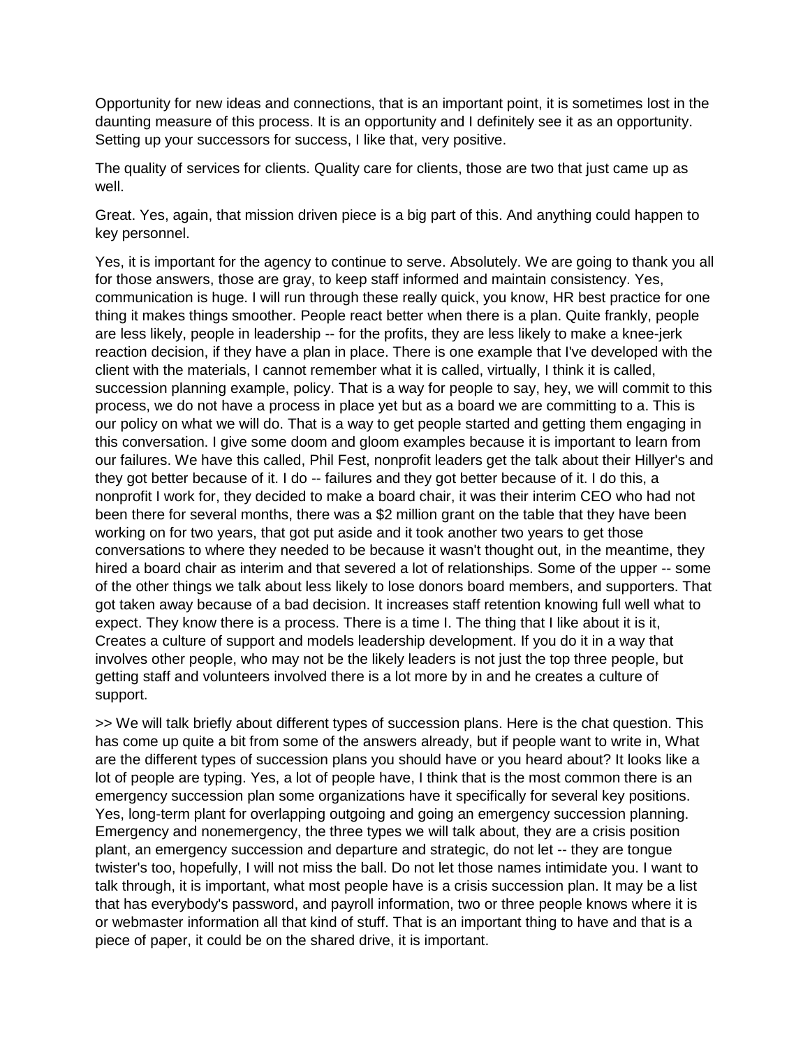Opportunity for new ideas and connections, that is an important point, it is sometimes lost in the daunting measure of this process. It is an opportunity and I definitely see it as an opportunity. Setting up your successors for success, I like that, very positive.

The quality of services for clients. Quality care for clients, those are two that just came up as well.

Great. Yes, again, that mission driven piece is a big part of this. And anything could happen to key personnel.

Yes, it is important for the agency to continue to serve. Absolutely. We are going to thank you all for those answers, those are gray, to keep staff informed and maintain consistency. Yes, communication is huge. I will run through these really quick, you know, HR best practice for one thing it makes things smoother. People react better when there is a plan. Quite frankly, people are less likely, people in leadership -- for the profits, they are less likely to make a knee-jerk reaction decision, if they have a plan in place. There is one example that I've developed with the client with the materials, I cannot remember what it is called, virtually, I think it is called, succession planning example, policy. That is a way for people to say, hey, we will commit to this process, we do not have a process in place yet but as a board we are committing to a. This is our policy on what we will do. That is a way to get people started and getting them engaging in this conversation. I give some doom and gloom examples because it is important to learn from our failures. We have this called, Phil Fest, nonprofit leaders get the talk about their Hillyer's and they got better because of it. I do -- failures and they got better because of it. I do this, a nonprofit I work for, they decided to make a board chair, it was their interim CEO who had not been there for several months, there was a $2 million grant on the table that they have been working on for two years, that got put aside and it took another two years to get those conversations to where they needed to be because it wasn't thought out, in the meantime, they hired a board chair as interim and that severed a lot of relationships. Some of the upper -- some of the other things we talk about less likely to lose donors board members, and supporters. That got taken away because of a bad decision. It increases staff retention knowing full well what to expect. They know there is a process. There is a time I. The thing that I like about it is it, Creates a culture of support and models leadership development. If you do it in a way that involves other people, who may not be the likely leaders is not just the top three people, but getting staff and volunteers involved there is a lot more by in and he creates a culture of support.

>> We will talk briefly about different types of succession plans. Here is the chat question. This has come up quite a bit from some of the answers already, but if people want to write in, What are the different types of succession plans you should have or you heard about? It looks like a lot of people are typing. Yes, a lot of people have, I think that is the most common there is an emergency succession plan some organizations have it specifically for several key positions. Yes, long-term plant for overlapping outgoing and going an emergency succession planning. Emergency and nonemergency, the three types we will talk about, they are a crisis position plant, an emergency succession and departure and strategic, do not let -- they are tongue twister's too, hopefully, I will not miss the ball. Do not let those names intimidate you. I want to talk through, it is important, what most people have is a crisis succession plan. It may be a list that has everybody's password, and payroll information, two or three people knows where it is or webmaster information all that kind of stuff. That is an important thing to have and that is a piece of paper, it could be on the shared drive, it is important.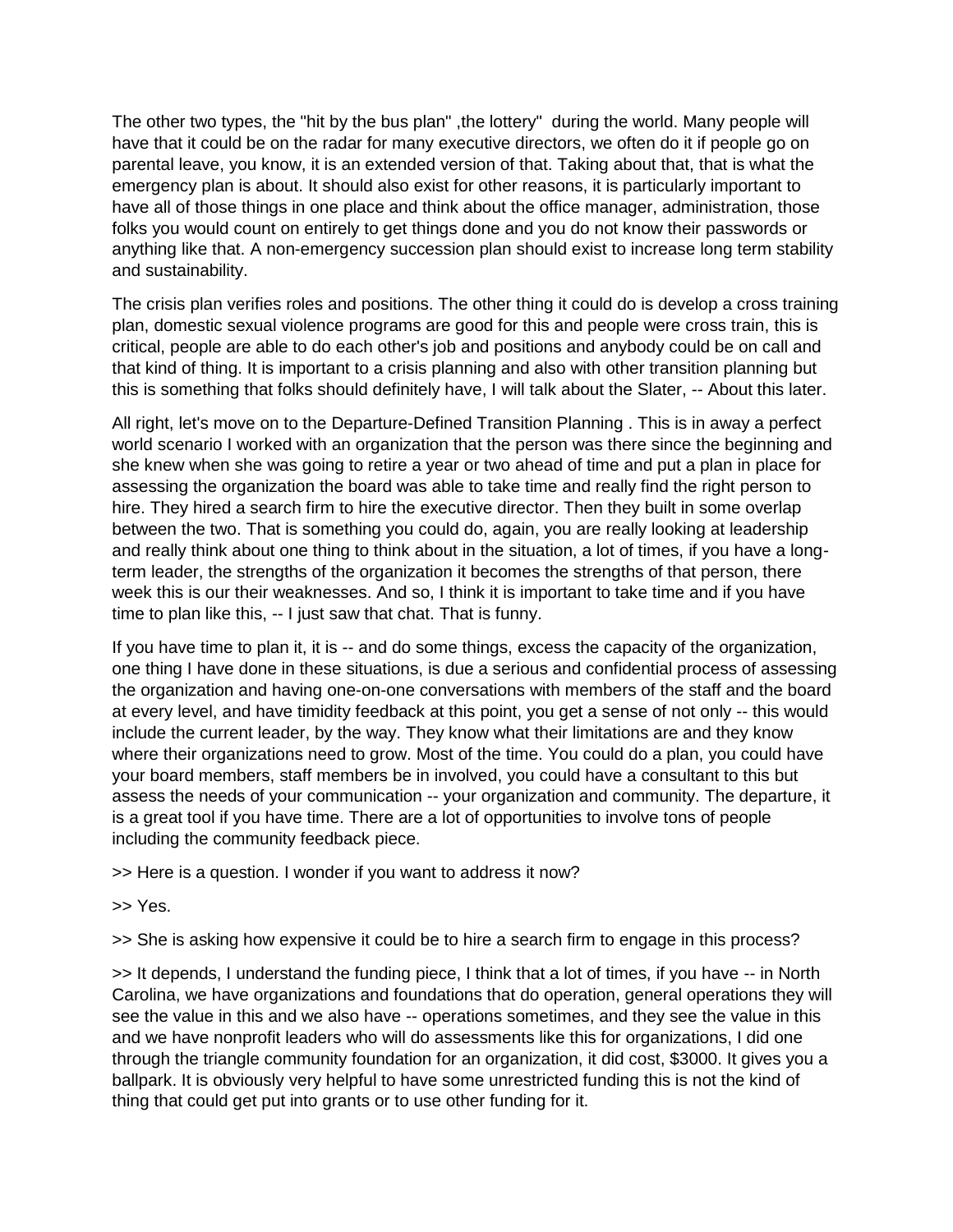The other two types, the "hit by the bus plan" ,the lottery"  during the world. Many people will have that it could be on the radar for many executive directors, we often do it if people go on parental leave, you know, it is an extended version of that. Taking about that, that is what the emergency plan is about. It should also exist for other reasons, it is particularly important to have all of those things in one place and think about the office manager, administration, those folks you would count on entirely to get things done and you do not know their passwords or anything like that. A non-emergency succession plan should exist to increase long term stability and sustainability.

The crisis plan verifies roles and positions. The other thing it could do is develop a cross training plan, domestic sexual violence programs are good for this and people were cross train, this is critical, people are able to do each other's job and positions and anybody could be on call and that kind of thing. It is important to a crisis planning and also with other transition planning but this is something that folks should definitely have, I will talk about the Slater, -- About this later.

All right, let's move on to the Departure-Defined Transition Planning . This is in away a perfect world scenario I worked with an organization that the person was there since the beginning and she knew when she was going to retire a year or two ahead of time and put a plan in place for assessing the organization the board was able to take time and really find the right person to hire. They hired a search firm to hire the executive director. Then they built in some overlap between the two. That is something you could do, again, you are really looking at leadership and really think about one thing to think about in the situation, a lot of times, if you have a long-term leader, the strengths of the organization it becomes the strengths of that person, there week this is our their weaknesses. And so, I think it is important to take time and if you have time to plan like this, -- I just saw that chat. That is funny.

If you have time to plan it, it is -- and do some things, excess the capacity of the organization, one thing I have done in these situations, is due a serious and confidential process of assessing the organization and having one-on-one conversations with members of the staff and the board at every level, and have timidity feedback at this point, you get a sense of not only -- this would include the current leader, by the way. They know what their limitations are and they know where their organizations need to grow. Most of the time. You could do a plan, you could have your board members, staff members be in involved, you could have a consultant to this but assess the needs of your communication -- your organization and community. The departure, it is a great tool if you have time. There are a lot of opportunities to involve tons of people including the community feedback piece.

>> Here is a question. I wonder if you want to address it now?

>> Yes.

>> She is asking how expensive it could be to hire a search firm to engage in this process?

>> It depends, I understand the funding piece, I think that a lot of times, if you have -- in North Carolina, we have organizations and foundations that do operation, general operations they will see the value in this and we also have -- operations sometimes, and they see the value in this and we have nonprofit leaders who will do assessments like this for organizations, I did one through the triangle community foundation for an organization, it did cost, $3000. It gives you a ballpark. It is obviously very helpful to have some unrestricted funding this is not the kind of thing that could get put into grants or to use other funding for it.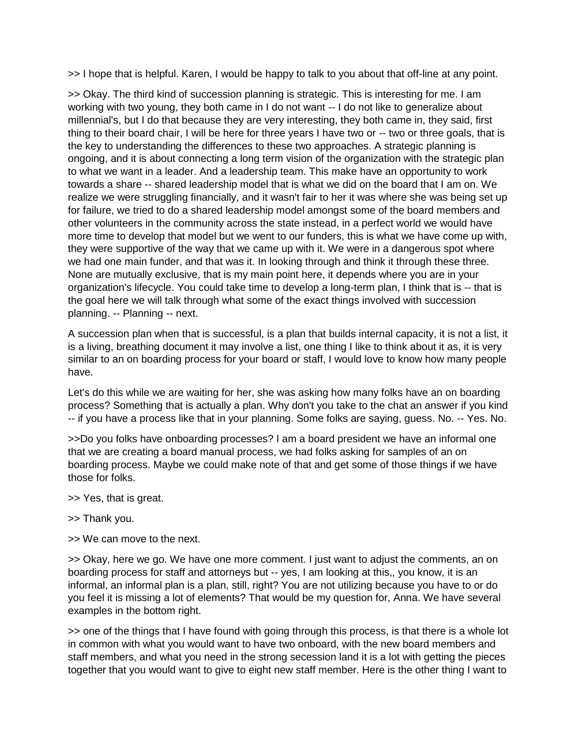>> I hope that is helpful. Karen, I would be happy to talk to you about that off-line at any point.

>> Okay. The third kind of succession planning is strategic. This is interesting for me. I am working with two young, they both came in I do not want -- I do not like to generalize about millennial's, but I do that because they are very interesting, they both came in, they said, first thing to their board chair, I will be here for three years I have two or -- two or three goals, that is the key to understanding the differences to these two approaches. A strategic planning is ongoing, and it is about connecting a long term vision of the organization with the strategic plan to what we want in a leader. And a leadership team. This make have an opportunity to work towards a share -- shared leadership model that is what we did on the board that I am on. We realize we were struggling financially, and it wasn't fair to her it was where she was being set up for failure, we tried to do a shared leadership model amongst some of the board members and other volunteers in the community across the state instead, in a perfect world we would have more time to develop that model but we went to our funders, this is what we have come up with, they were supportive of the way that we came up with it. We were in a dangerous spot where we had one main funder, and that was it. In looking through and think it through these three. None are mutually exclusive, that is my main point here, it depends where you are in your organization's lifecycle. You could take time to develop a long-term plan, I think that is -- that is the goal here we will talk through what some of the exact things involved with succession planning. -- Planning -- next.

A succession plan when that is successful, is a plan that builds internal capacity, it is not a list, it is a living, breathing document it may involve a list, one thing I like to think about it as, it is very similar to an on boarding process for your board or staff, I would love to know how many people have.

Let's do this while we are waiting for her, she was asking how many folks have an on boarding process? Something that is actually a plan. Why don't you take to the chat an answer if you kind -- if you have a process like that in your planning. Some folks are saying, guess. No. -- Yes. No.

>>Do you folks have onboarding processes? I am a board president we have an informal one that we are creating a board manual process, we had folks asking for samples of an on boarding process. Maybe we could make note of that and get some of those things if we have those for folks.

>> Yes, that is great.

>> Thank you.

>> We can move to the next.

>> Okay, here we go. We have one more comment. I just want to adjust the comments, an on boarding process for staff and attorneys but -- yes, I am looking at this,, you know, it is an informal, an informal plan is a plan, still, right? You are not utilizing because you have to or do you feel it is missing a lot of elements? That would be my question for, Anna. We have several examples in the bottom right.

>> one of the things that I have found with going through this process, is that there is a whole lot in common with what you would want to have two onboard, with the new board members and staff members, and what you need in the strong secession land it is a lot with getting the pieces together that you would want to give to eight new staff member. Here is the other thing I want to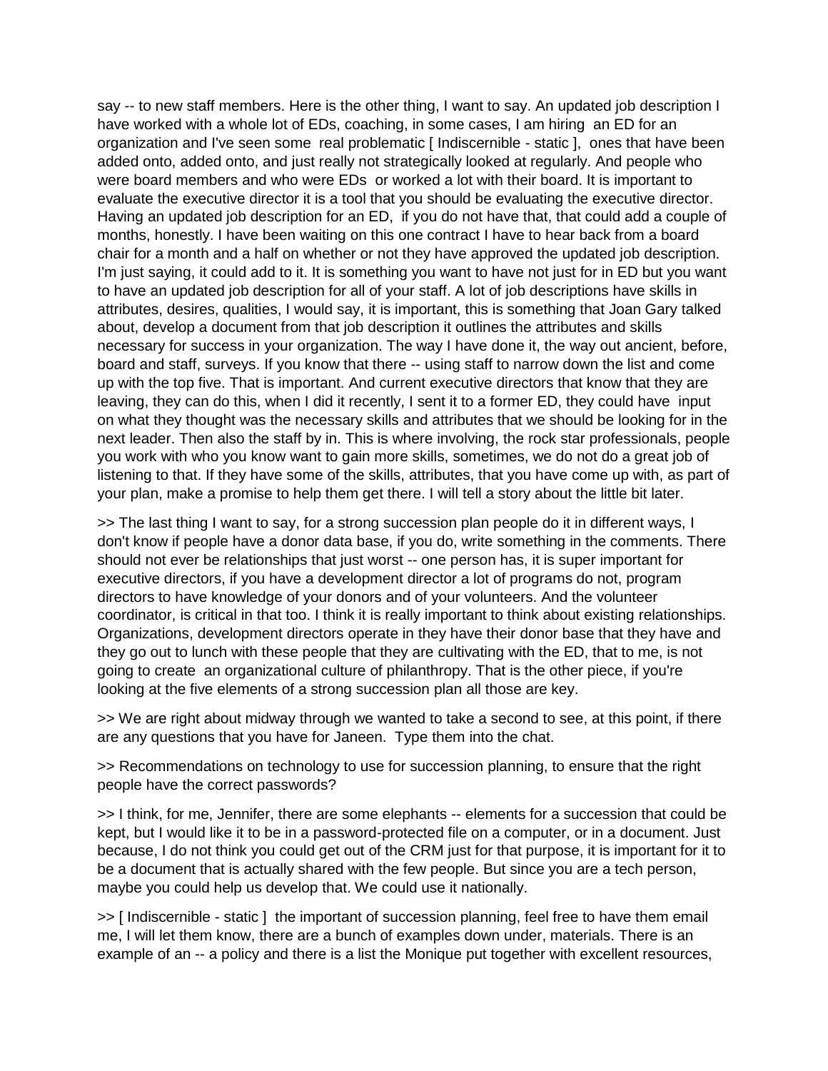say -- to new staff members. Here is the other thing, I want to say. An updated job description I have worked with a whole lot of EDs, coaching, in some cases, I am hiring an ED for an organization and I've seen some real problematic [ Indiscernible - static ], ones that have been added onto, added onto, and just really not strategically looked at regularly. And people who were board members and who were EDs or worked a lot with their board. It is important to evaluate the executive director it is a tool that you should be evaluating the executive director. Having an updated job description for an ED, if you do not have that, that could add a couple of months, honestly. I have been waiting on this one contract I have to hear back from a board chair for a month and a half on whether or not they have approved the updated job description. I'm just saying, it could add to it. It is something you want to have not just for in ED but you want to have an updated job description for all of your staff. A lot of job descriptions have skills in attributes, desires, qualities, I would say, it is important, this is something that Joan Gary talked about, develop a document from that job description it outlines the attributes and skills necessary for success in your organization. The way I have done it, the way out ancient, before, board and staff, surveys. If you know that there -- using staff to narrow down the list and come up with the top five. That is important. And current executive directors that know that they are leaving, they can do this, when I did it recently, I sent it to a former ED, they could have input on what they thought was the necessary skills and attributes that we should be looking for in the next leader. Then also the staff by in. This is where involving, the rock star professionals, people you work with who you know want to gain more skills, sometimes, we do not do a great job of listening to that. If they have some of the skills, attributes, that you have come up with, as part of your plan, make a promise to help them get there. I will tell a story about the little bit later.

>> The last thing I want to say, for a strong succession plan people do it in different ways, I don't know if people have a donor data base, if you do, write something in the comments. There should not ever be relationships that just worst -- one person has, it is super important for executive directors, if you have a development director a lot of programs do not, program directors to have knowledge of your donors and of your volunteers. And the volunteer coordinator, is critical in that too. I think it is really important to think about existing relationships. Organizations, development directors operate in they have their donor base that they have and they go out to lunch with these people that they are cultivating with the ED, that to me, is not going to create an organizational culture of philanthropy. That is the other piece, if you're looking at the five elements of a strong succession plan all those are key.

>> We are right about midway through we wanted to take a second to see, at this point, if there are any questions that you have for Janeen. Type them into the chat.

>> Recommendations on technology to use for succession planning, to ensure that the right people have the correct passwords?

>> I think, for me, Jennifer, there are some elephants -- elements for a succession that could be kept, but I would like it to be in a password-protected file on a computer, or in a document. Just because, I do not think you could get out of the CRM just for that purpose, it is important for it to be a document that is actually shared with the few people. But since you are a tech person, maybe you could help us develop that. We could use it nationally.

>> [ Indiscernible - static ] the important of succession planning, feel free to have them email me, I will let them know, there are a bunch of examples down under, materials. There is an example of an -- a policy and there is a list the Monique put together with excellent resources,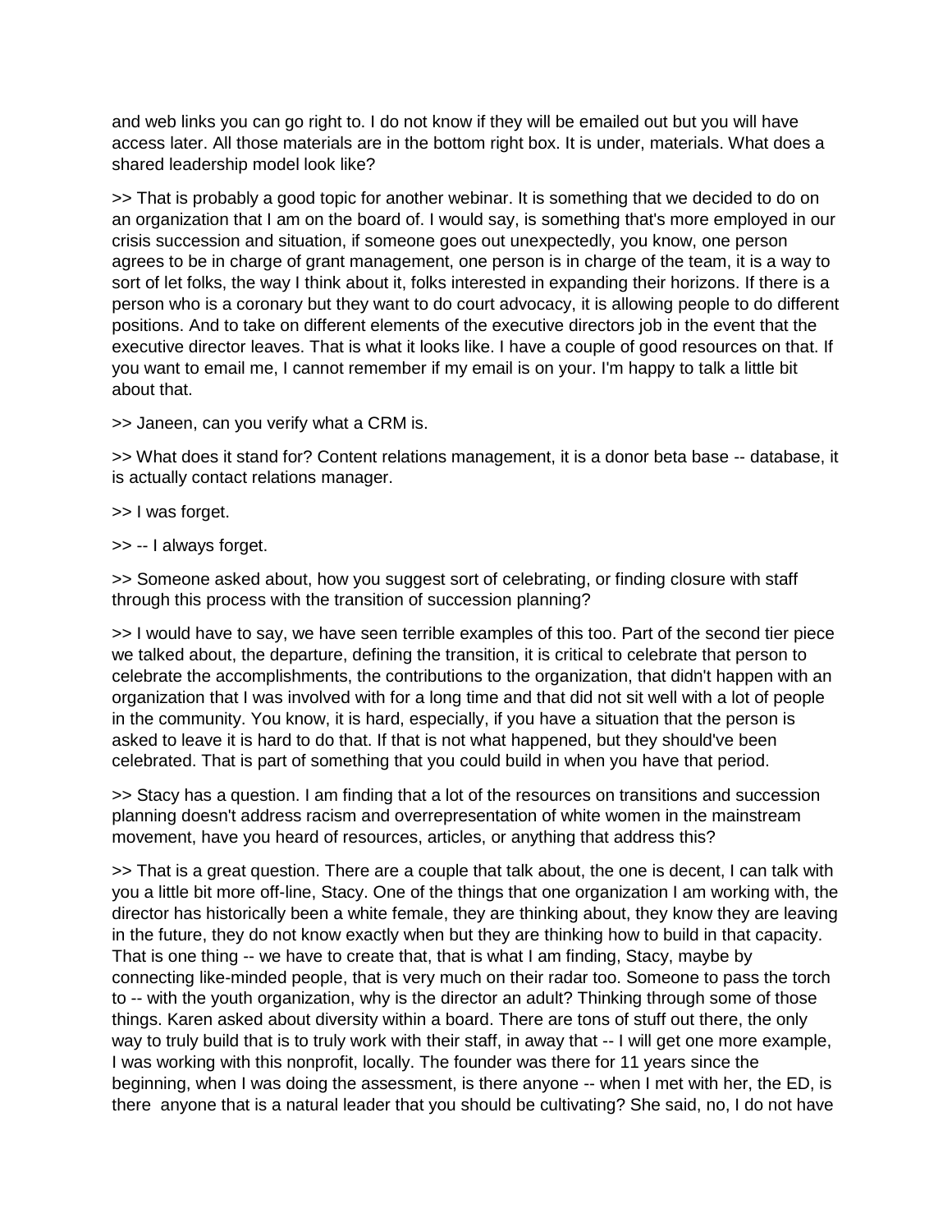and web links you can go right to. I do not know if they will be emailed out but you will have access later. All those materials are in the bottom right box. It is under, materials. What does a shared leadership model look like?

>> That is probably a good topic for another webinar. It is something that we decided to do on an organization that I am on the board of. I would say, is something that's more employed in our crisis succession and situation, if someone goes out unexpectedly, you know, one person agrees to be in charge of grant management, one person is in charge of the team, it is a way to sort of let folks, the way I think about it, folks interested in expanding their horizons. If there is a person who is a coronary but they want to do court advocacy, it is allowing people to do different positions. And to take on different elements of the executive directors job in the event that the executive director leaves. That is what it looks like. I have a couple of good resources on that. If you want to email me, I cannot remember if my email is on your. I'm happy to talk a little bit about that.

>> Janeen, can you verify what a CRM is.

>> What does it stand for? Content relations management, it is a donor beta base -- database, it is actually contact relations manager.

>> I was forget.

>> -- I always forget.

>> Someone asked about, how you suggest sort of celebrating, or finding closure with staff through this process with the transition of succession planning?

>> I would have to say, we have seen terrible examples of this too. Part of the second tier piece we talked about, the departure, defining the transition, it is critical to celebrate that person to celebrate the accomplishments, the contributions to the organization, that didn't happen with an organization that I was involved with for a long time and that did not sit well with a lot of people in the community. You know, it is hard, especially, if you have a situation that the person is asked to leave it is hard to do that. If that is not what happened, but they should've been celebrated. That is part of something that you could build in when you have that period.

>> Stacy has a question. I am finding that a lot of the resources on transitions and succession planning doesn't address racism and overrepresentation of white women in the mainstream movement, have you heard of resources, articles, or anything that address this?

>> That is a great question. There are a couple that talk about, the one is decent, I can talk with you a little bit more off-line, Stacy. One of the things that one organization I am working with, the director has historically been a white female, they are thinking about, they know they are leaving in the future, they do not know exactly when but they are thinking how to build in that capacity. That is one thing -- we have to create that, that is what I am finding, Stacy, maybe by connecting like-minded people, that is very much on their radar too. Someone to pass the torch to -- with the youth organization, why is the director an adult? Thinking through some of those things. Karen asked about diversity within a board. There are tons of stuff out there, the only way to truly build that is to truly work with their staff, in away that -- I will get one more example, I was working with this nonprofit, locally. The founder was there for 11 years since the beginning, when I was doing the assessment, is there anyone -- when I met with her, the ED, is there anyone that is a natural leader that you should be cultivating? She said, no, I do not have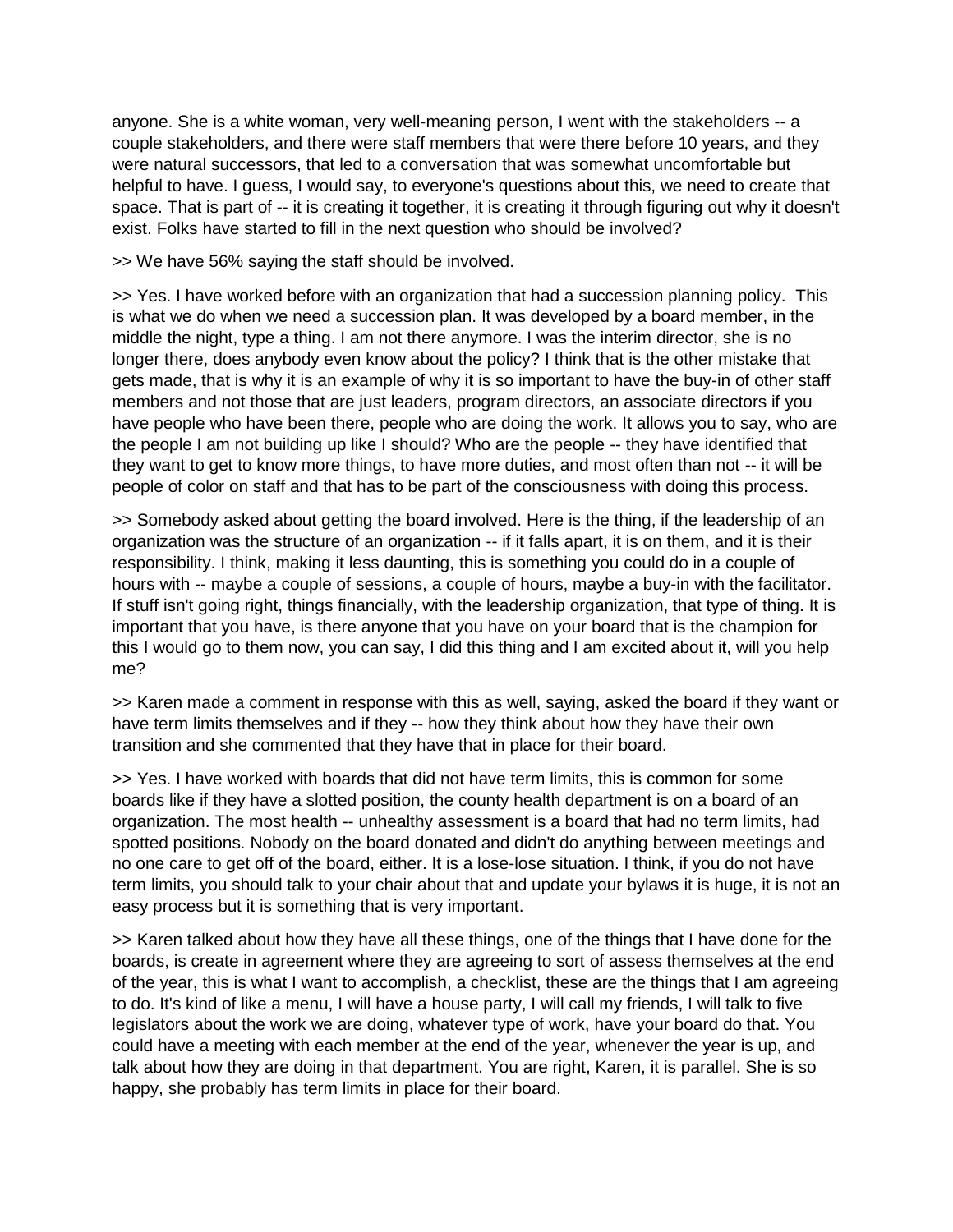anyone. She is a white woman, very well-meaning person, I went with the stakeholders -- a couple stakeholders, and there were staff members that were there before 10 years, and they were natural successors, that led to a conversation that was somewhat uncomfortable but helpful to have. I guess, I would say, to everyone's questions about this, we need to create that space. That is part of -- it is creating it together, it is creating it through figuring out why it doesn't exist. Folks have started to fill in the next question who should be involved?

>> We have 56% saying the staff should be involved.

>> Yes. I have worked before with an organization that had a succession planning policy. This is what we do when we need a succession plan. It was developed by a board member, in the middle the night, type a thing. I am not there anymore. I was the interim director, she is no longer there, does anybody even know about the policy? I think that is the other mistake that gets made, that is why it is an example of why it is so important to have the buy-in of other staff members and not those that are just leaders, program directors, an associate directors if you have people who have been there, people who are doing the work. It allows you to say, who are the people I am not building up like I should? Who are the people -- they have identified that they want to get to know more things, to have more duties, and most often than not -- it will be people of color on staff and that has to be part of the consciousness with doing this process.

>> Somebody asked about getting the board involved. Here is the thing, if the leadership of an organization was the structure of an organization -- if it falls apart, it is on them, and it is their responsibility. I think, making it less daunting, this is something you could do in a couple of hours with -- maybe a couple of sessions, a couple of hours, maybe a buy-in with the facilitator. If stuff isn't going right, things financially, with the leadership organization, that type of thing. It is important that you have, is there anyone that you have on your board that is the champion for this I would go to them now, you can say, I did this thing and I am excited about it, will you help me?

>> Karen made a comment in response with this as well, saying, asked the board if they want or have term limits themselves and if they -- how they think about how they have their own transition and she commented that they have that in place for their board.

>> Yes. I have worked with boards that did not have term limits, this is common for some boards like if they have a slotted position, the county health department is on a board of an organization. The most health -- unhealthy assessment is a board that had no term limits, had spotted positions. Nobody on the board donated and didn't do anything between meetings and no one care to get off of the board, either. It is a lose-lose situation. I think, if you do not have term limits, you should talk to your chair about that and update your bylaws it is huge, it is not an easy process but it is something that is very important.

>> Karen talked about how they have all these things, one of the things that I have done for the boards, is create in agreement where they are agreeing to sort of assess themselves at the end of the year, this is what I want to accomplish, a checklist, these are the things that I am agreeing to do. It's kind of like a menu, I will have a house party, I will call my friends, I will talk to five legislators about the work we are doing, whatever type of work, have your board do that. You could have a meeting with each member at the end of the year, whenever the year is up, and talk about how they are doing in that department. You are right, Karen, it is parallel. She is so happy, she probably has term limits in place for their board.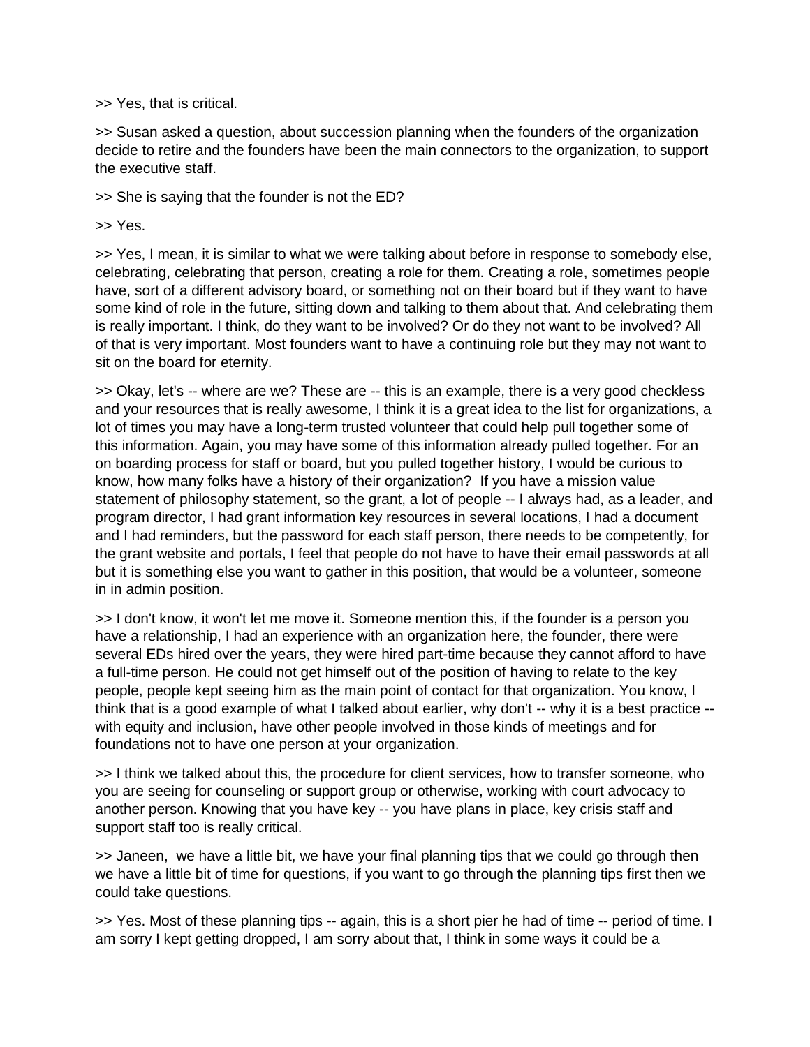>> Yes, that is critical.

>> Susan asked a question, about succession planning when the founders of the organization decide to retire and the founders have been the main connectors to the organization, to support the executive staff.

>> She is saying that the founder is not the ED?

>> Yes.

>> Yes, I mean, it is similar to what we were talking about before in response to somebody else, celebrating, celebrating that person, creating a role for them. Creating a role, sometimes people have, sort of a different advisory board, or something not on their board but if they want to have some kind of role in the future, sitting down and talking to them about that. And celebrating them is really important. I think, do they want to be involved? Or do they not want to be involved? All of that is very important. Most founders want to have a continuing role but they may not want to sit on the board for eternity.

>> Okay, let's -- where are we? These are -- this is an example, there is a very good checkless and your resources that is really awesome, I think it is a great idea to the list for organizations, a lot of times you may have a long-term trusted volunteer that could help pull together some of this information. Again, you may have some of this information already pulled together. For an on boarding process for staff or board, but you pulled together history, I would be curious to know, how many folks have a history of their organization? If you have a mission value statement of philosophy statement, so the grant, a lot of people -- I always had, as a leader, and program director, I had grant information key resources in several locations, I had a document and I had reminders, but the password for each staff person, there needs to be competently, for the grant website and portals, I feel that people do not have to have their email passwords at all but it is something else you want to gather in this position, that would be a volunteer, someone in in admin position.

>> I don't know, it won't let me move it. Someone mention this, if the founder is a person you have a relationship, I had an experience with an organization here, the founder, there were several EDs hired over the years, they were hired part-time because they cannot afford to have a full-time person. He could not get himself out of the position of having to relate to the key people, people kept seeing him as the main point of contact for that organization. You know, I think that is a good example of what I talked about earlier, why don't -- why it is a best practice -- with equity and inclusion, have other people involved in those kinds of meetings and for foundations not to have one person at your organization.

>> I think we talked about this, the procedure for client services, how to transfer someone, who you are seeing for counseling or support group or otherwise, working with court advocacy to another person. Knowing that you have key -- you have plans in place, key crisis staff and support staff too is really critical.

>> Janeen, we have a little bit, we have your final planning tips that we could go through then we have a little bit of time for questions, if you want to go through the planning tips first then we could take questions.

>> Yes. Most of these planning tips -- again, this is a short pier he had of time -- period of time. I am sorry I kept getting dropped, I am sorry about that, I think in some ways it could be a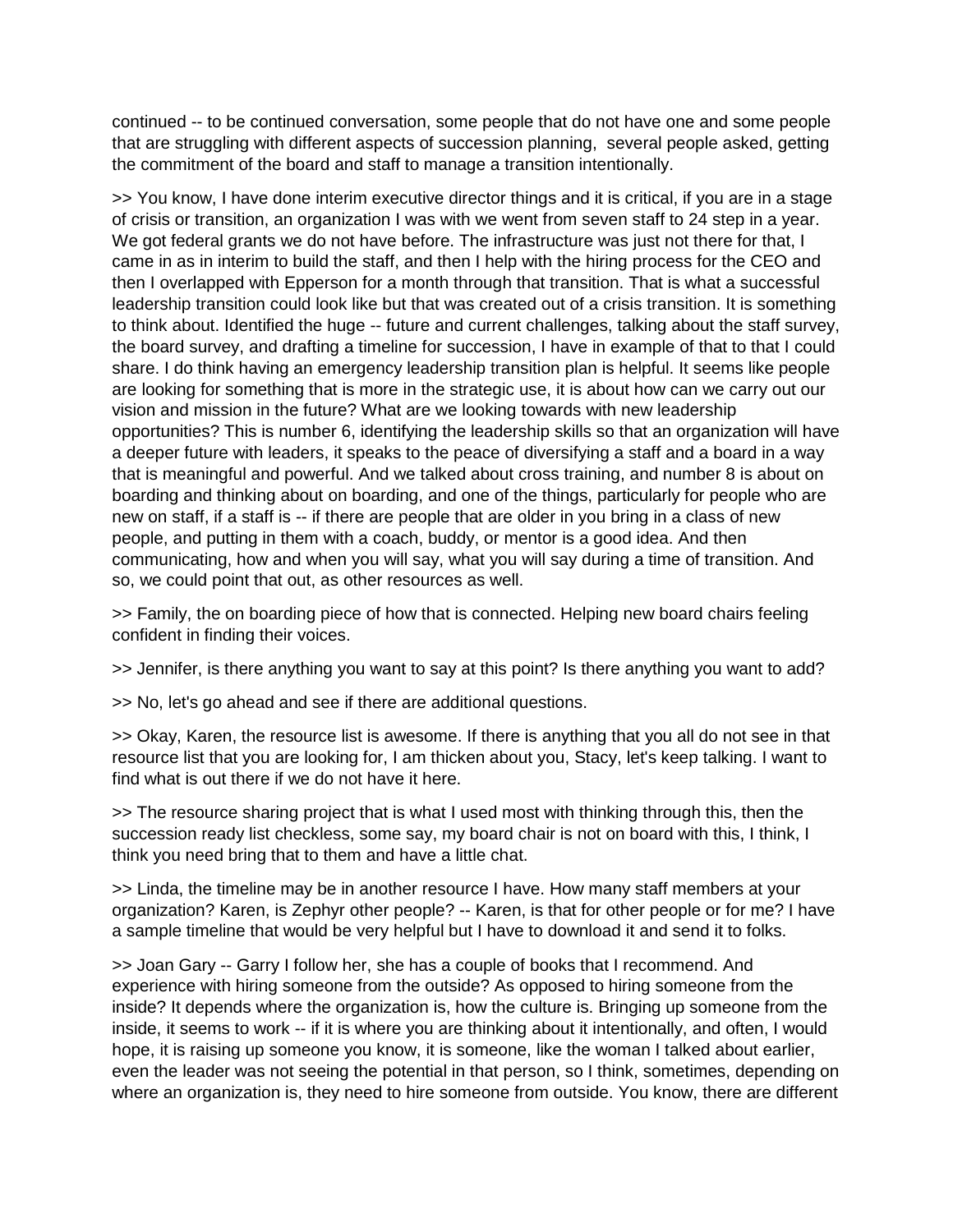continued -- to be continued conversation, some people that do not have one and some people that are struggling with different aspects of succession planning, several people asked, getting the commitment of the board and staff to manage a transition intentionally.

>> You know, I have done interim executive director things and it is critical, if you are in a stage of crisis or transition, an organization I was with we went from seven staff to 24 step in a year. We got federal grants we do not have before. The infrastructure was just not there for that, I came in as in interim to build the staff, and then I help with the hiring process for the CEO and then I overlapped with Epperson for a month through that transition. That is what a successful leadership transition could look like but that was created out of a crisis transition. It is something to think about. Identified the huge -- future and current challenges, talking about the staff survey, the board survey, and drafting a timeline for succession, I have in example of that to that I could share. I do think having an emergency leadership transition plan is helpful. It seems like people are looking for something that is more in the strategic use, it is about how can we carry out our vision and mission in the future? What are we looking towards with new leadership opportunities? This is number 6, identifying the leadership skills so that an organization will have a deeper future with leaders, it speaks to the peace of diversifying a staff and a board in a way that is meaningful and powerful. And we talked about cross training, and number 8 is about on boarding and thinking about on boarding, and one of the things, particularly for people who are new on staff, if a staff is -- if there are people that are older in you bring in a class of new people, and putting in them with a coach, buddy, or mentor is a good idea. And then communicating, how and when you will say, what you will say during a time of transition. And so, we could point that out, as other resources as well.

>> Family, the on boarding piece of how that is connected. Helping new board chairs feeling confident in finding their voices.

>> Jennifer, is there anything you want to say at this point? Is there anything you want to add?

>> No, let's go ahead and see if there are additional questions.

>> Okay, Karen, the resource list is awesome. If there is anything that you all do not see in that resource list that you are looking for, I am thicken about you, Stacy, let's keep talking. I want to find what is out there if we do not have it here.

>> The resource sharing project that is what I used most with thinking through this, then the succession ready list checkless, some say, my board chair is not on board with this, I think, I think you need bring that to them and have a little chat.

>> Linda, the timeline may be in another resource I have. How many staff members at your organization? Karen, is Zephyr other people? -- Karen, is that for other people or for me? I have a sample timeline that would be very helpful but I have to download it and send it to folks.

>> Joan Gary -- Garry I follow her, she has a couple of books that I recommend. And experience with hiring someone from the outside? As opposed to hiring someone from the inside? It depends where the organization is, how the culture is. Bringing up someone from the inside, it seems to work -- if it is where you are thinking about it intentionally, and often, I would hope, it is raising up someone you know, it is someone, like the woman I talked about earlier, even the leader was not seeing the potential in that person, so I think, sometimes, depending on where an organization is, they need to hire someone from outside. You know, there are different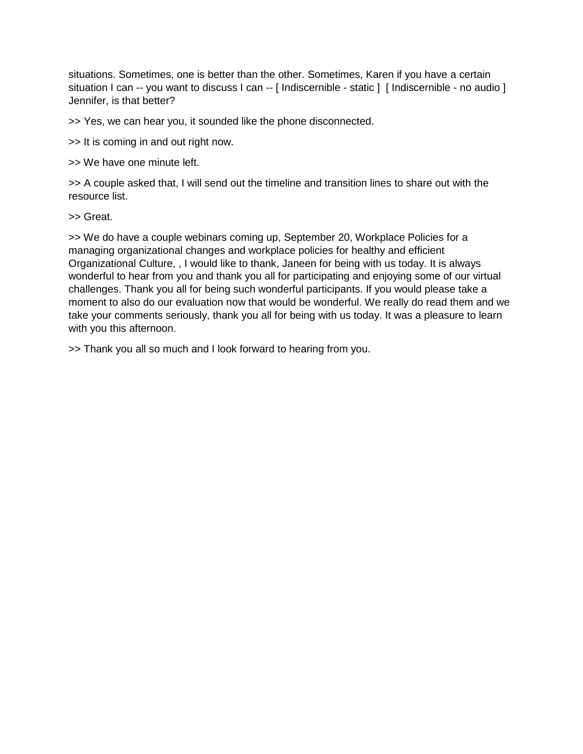situations. Sometimes, one is better than the other. Sometimes, Karen if you have a certain situation I can -- you want to discuss I can -- [ Indiscernible - static ] [ Indiscernible - no audio ] Jennifer, is that better?

>> Yes, we can hear you, it sounded like the phone disconnected.

>> It is coming in and out right now.

>> We have one minute left.

>> A couple asked that, I will send out the timeline and transition lines to share out with the resource list.

>> Great.

>> We do have a couple webinars coming up, September 20, Workplace Policies for a managing organizational changes and workplace policies for healthy and efficient Organizational Culture, , I would like to thank, Janeen for being with us today. It is always wonderful to hear from you and thank you all for participating and enjoying some of our virtual challenges. Thank you all for being such wonderful participants. If you would please take a moment to also do our evaluation now that would be wonderful. We really do read them and we take your comments seriously, thank you all for being with us today. It was a pleasure to learn with you this afternoon.

>> Thank you all so much and I look forward to hearing from you.